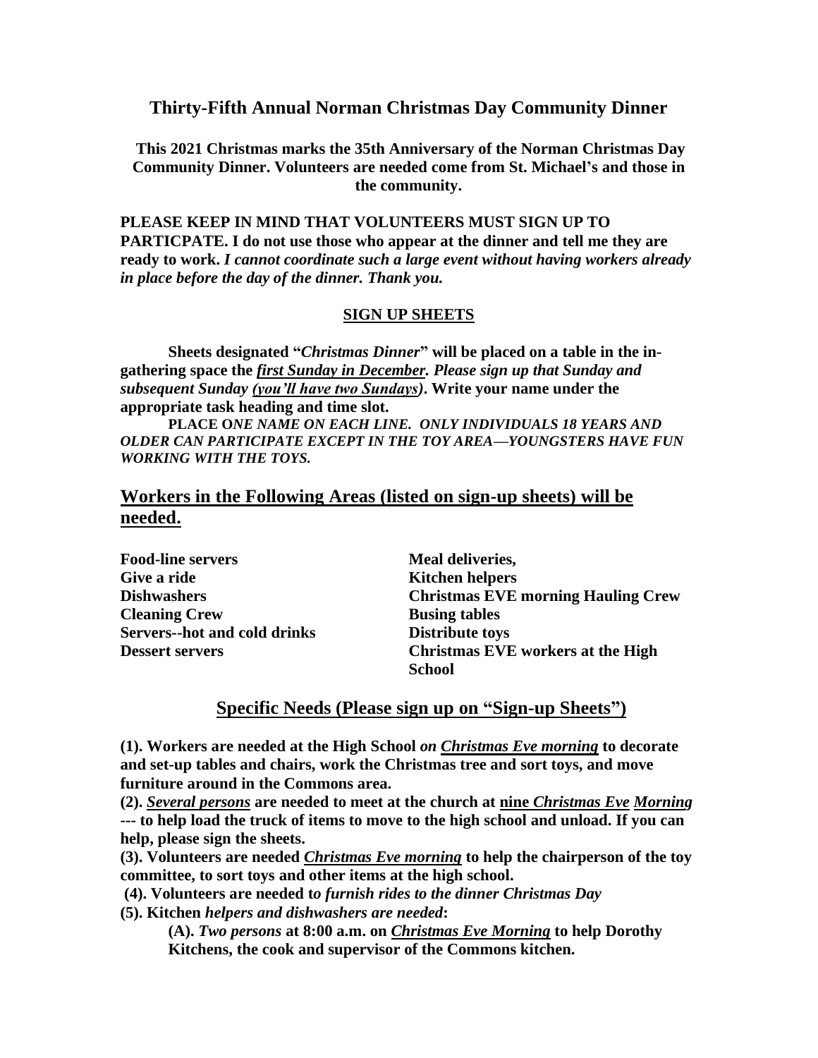## Thirty-Fifth Annual Norman Christmas Day Community Dinner

**This 2021 Christmas marks the 35th Anniversary of the Norman Christmas Day Community Dinner. Volunteers are needed come from St. Michael's and those in the community.**

**PLEASE KEEP IN MIND THAT VOLUNTEERS MUST SIGN UP TO PARTICPATE. I do not use those who appear at the dinner and tell me they are ready to work.** ***I cannot coordinate such a large event without having workers already in place before the day of the dinner. Thank you.***

### SIGN UP SHEETS

**Sheets designated "*Christmas Dinner*" will be placed on a table in the in-gathering space the *first Sunday in December. Please sign up that Sunday and subsequent Sunday (you'll have two Sundays)*. Write your name under the appropriate task heading and time slot.**

**PLACE O*NE NAME ON EACH LINE. ONLY INDIVIDUALS 18 YEARS AND OLDER CAN PARTICIPATE EXCEPT IN THE TOY AREA—YOUNGSTERS HAVE FUN WORKING WITH THE TOYS.***

## Workers in the Following Areas (listed on sign-up sheets) will be needed.

- **Food-line servers**
- **Give a ride**
- **Dishwashers**
- **Cleaning Crew**
- **Servers--hot and cold drinks**
- **Dessert servers**
- **Meal deliveries,**
- **Kitchen helpers**
- **Christmas EVE morning Hauling Crew**
- **Busing tables**
- **Distribute toys**
- **Christmas EVE workers at the High School**

## Specific Needs (Please sign up on "Sign-up Sheets")

**(1). Workers are needed at the High School *on Christmas Eve morning* to decorate and set-up tables and chairs, work the Christmas tree and sort toys, and move furniture around in the Commons area.**

**(2). *Several persons* are needed to meet at the church at nine *Christmas Eve Morning* --- to help load the truck of items to move to the high school and unload. If you can help, please sign the sheets.**

**(3). Volunteers are needed *Christmas Eve morning* to help the chairperson of the toy committee, to sort toys and other items at the high school.**

**(4). Volunteers are needed t*o furnish rides to the dinner Christmas Day***

**(5). Kitchen *helpers and dishwashers are needed*:**

> **(A). *Two persons* at 8:00 a.m. on *Christmas Eve Morning* to help Dorothy Kitchens, the cook and supervisor of the Commons kitchen.**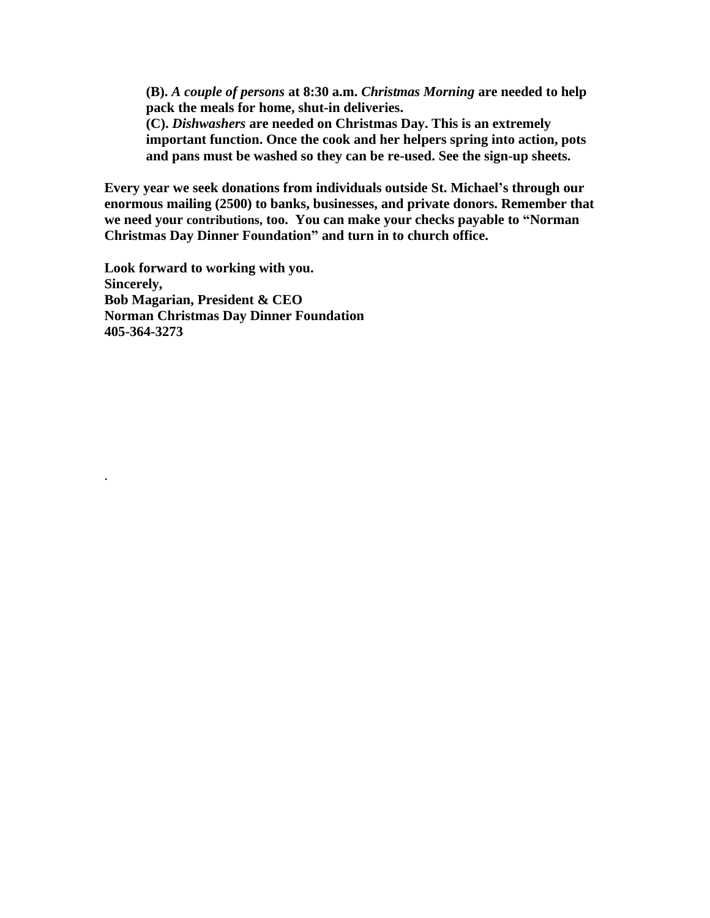**(B).** ***A couple of persons*** **at 8:30 a.m.** ***Christmas Morning*** **are needed to help pack the meals for home, shut-in deliveries.**
**(C).** ***Dishwashers*** **are needed on Christmas Day. This is an extremely important function. Once the cook and her helpers spring into action, pots and pans must be washed so they can be re-used. See the sign-up sheets.**

**Every year we seek donations from individuals outside St. Michael's through our enormous mailing (2500) to banks, businesses, and private donors. Remember that we need your contributions, too. You can make your checks payable to "Norman Christmas Day Dinner Foundation" and turn in to church office.**

**Look forward to working with you.**
**Sincerely,**
**Bob Magarian, President & CEO**
**Norman Christmas Day Dinner Foundation**
**405-364-3273**

.